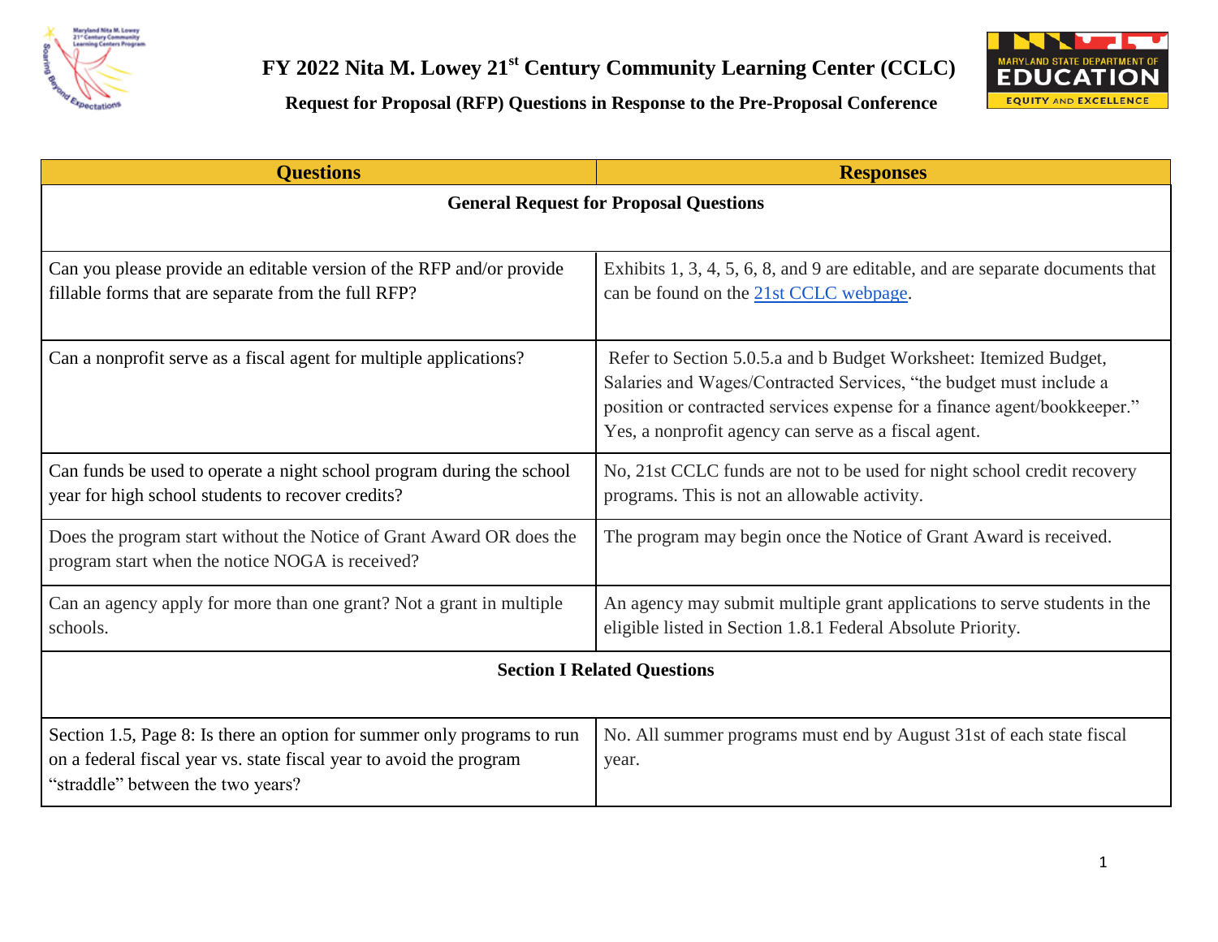# FY 2022 Nita M. Lowey 21st Century Community Learning Center (CCLC)

## Request for Proposal (RFP) Questions in Response to the Pre-Proposal Conference

| Questions | Responses |
|---|---|
| **General Request for Proposal Questions** | |
| Can you please provide an editable version of the RFP and/or provide fillable forms that are separate from the full RFP? | Exhibits 1, 3, 4, 5, 6, 8, and 9 are editable, and are separate documents that can be found on the 21st CCLC webpage. |
| Can a nonprofit serve as a fiscal agent for multiple applications? | Refer to Section 5.0.5.a and b Budget Worksheet: Itemized Budget, Salaries and Wages/Contracted Services, "the budget must include a position or contracted services expense for a finance agent/bookkeeper." Yes, a nonprofit agency can serve as a fiscal agent. |
| Can funds be used to operate a night school program during the school year for high school students to recover credits? | No, 21st CCLC funds are not to be used for night school credit recovery programs. This is not an allowable activity. |
| Does the program start without the Notice of Grant Award OR does the program start when the notice NOGA is received? | The program may begin once the Notice of Grant Award is received. |
| Can an agency apply for more than one grant? Not a grant in multiple schools. | An agency may submit multiple grant applications to serve students in the eligible listed in Section 1.8.1 Federal Absolute Priority. |
| **Section I Related Questions** | |
| Section 1.5, Page 8: Is there an option for summer only programs to run on a federal fiscal year vs. state fiscal year to avoid the program "straddle" between the two years? | No. All summer programs must end by August 31st of each state fiscal year. |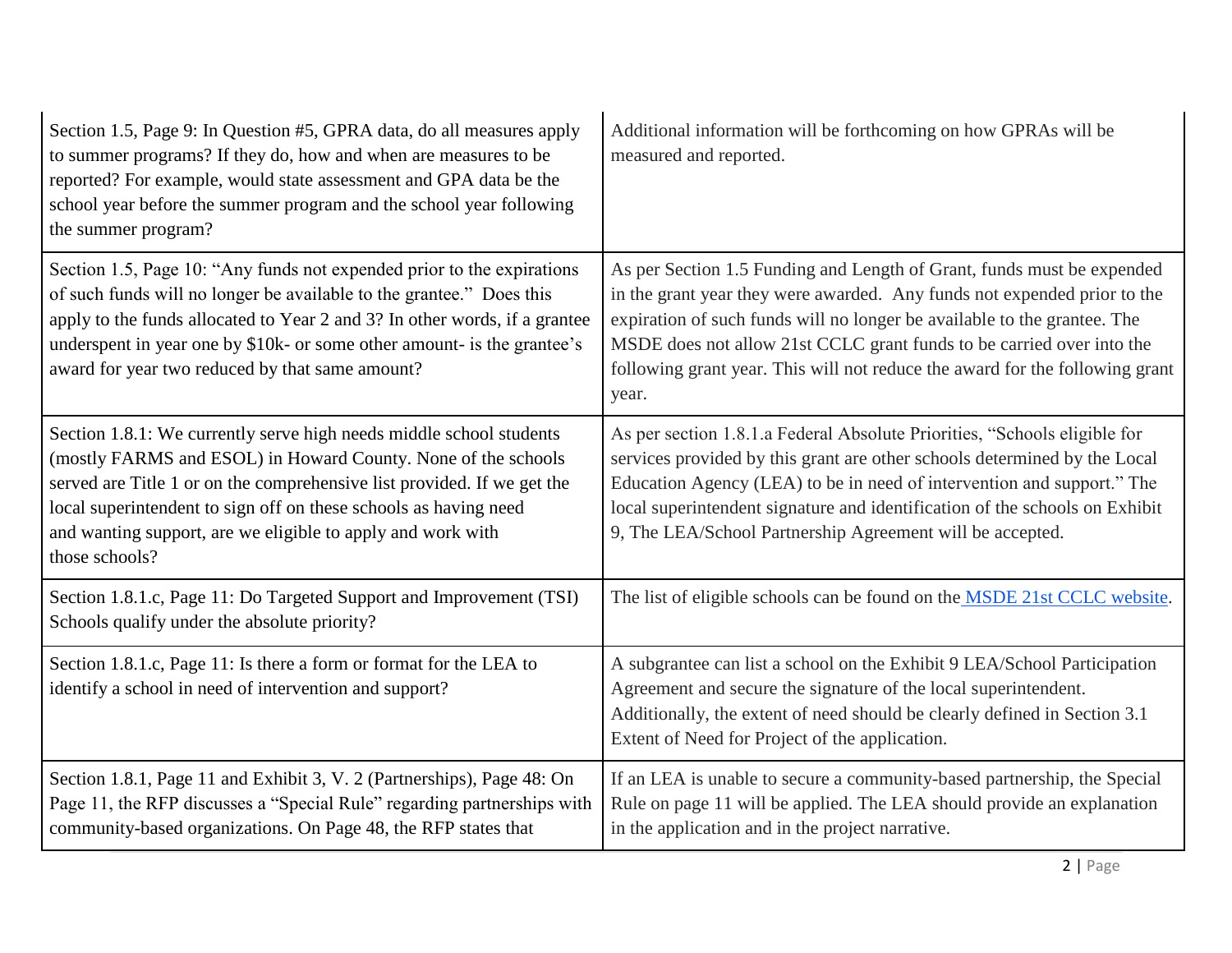| | |
|---|---|
| Section 1.5, Page 9: In Question #5, GPRA data, do all measures apply to summer programs? If they do, how and when are measures to be reported? For example, would state assessment and GPA data be the school year before the summer program and the school year following the summer program? | Additional information will be forthcoming on how GPRAs will be measured and reported. |
| Section 1.5, Page 10: "Any funds not expended prior to the expirations of such funds will no longer be available to the grantee." Does this apply to the funds allocated to Year 2 and 3? In other words, if a grantee underspent in year one by $10k- or some other amount- is the grantee's award for year two reduced by that same amount? | As per Section 1.5 Funding and Length of Grant, funds must be expended in the grant year they were awarded. Any funds not expended prior to the expiration of such funds will no longer be available to the grantee. The MSDE does not allow 21st CCLC grant funds to be carried over into the following grant year. This will not reduce the award for the following grant year. |
| Section 1.8.1: We currently serve high needs middle school students (mostly FARMS and ESOL) in Howard County. None of the schools served are Title 1 or on the comprehensive list provided. If we get the local superintendent to sign off on these schools as having need and wanting support, are we eligible to apply and work with those schools? | As per section 1.8.1.a Federal Absolute Priorities, "Schools eligible for services provided by this grant are other schools determined by the Local Education Agency (LEA) to be in need of intervention and support." The local superintendent signature and identification of the schools on Exhibit 9, The LEA/School Partnership Agreement will be accepted. |
| Section 1.8.1.c, Page 11: Do Targeted Support and Improvement (TSI) Schools qualify under the absolute priority? | The list of eligible schools can be found on the [MSDE 21st CCLC website](). |
| Section 1.8.1.c, Page 11: Is there a form or format for the LEA to identify a school in need of intervention and support? | A subgrantee can list a school on the Exhibit 9 LEA/School Participation Agreement and secure the signature of the local superintendent. Additionally, the extent of need should be clearly defined in Section 3.1 Extent of Need for Project of the application. |
| Section 1.8.1, Page 11 and Exhibit 3, V. 2 (Partnerships), Page 48: On Page 11, the RFP discusses a "Special Rule" regarding partnerships with community-based organizations. On Page 48, the RFP states that | If an LEA is unable to secure a community-based partnership, the Special Rule on page 11 will be applied. The LEA should provide an explanation in the application and in the project narrative. |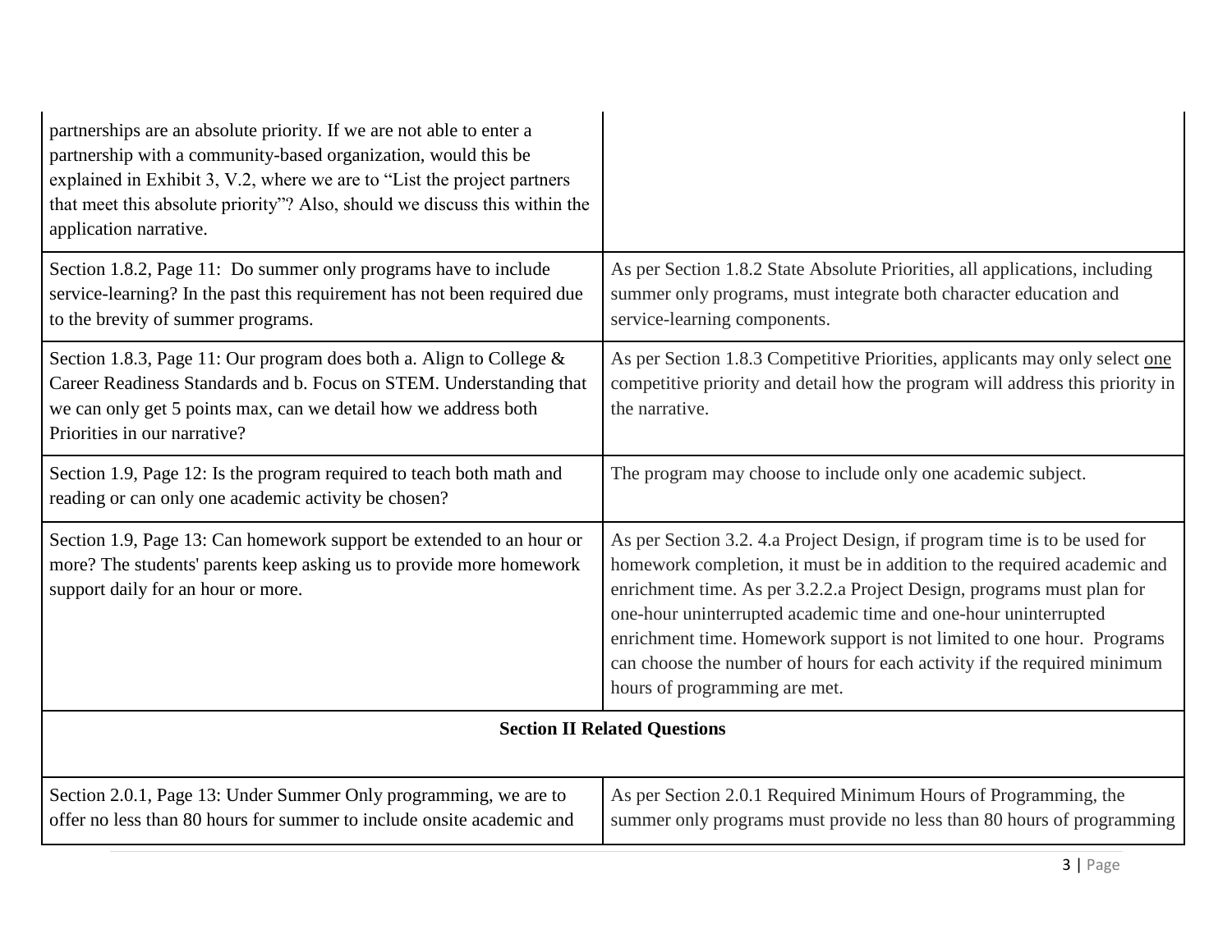| | |
|---|---|
| partnerships are an absolute priority. If we are not able to enter a partnership with a community-based organization, would this be explained in Exhibit 3, V.2, where we are to "List the project partners that meet this absolute priority"? Also, should we discuss this within the application narrative. | |
| Section 1.8.2, Page 11: Do summer only programs have to include service-learning? In the past this requirement has not been required due to the brevity of summer programs. | As per Section 1.8.2 State Absolute Priorities, all applications, including summer only programs, must integrate both character education and service-learning components. |
| Section 1.8.3, Page 11: Our program does both a. Align to College & Career Readiness Standards and b. Focus on STEM. Understanding that we can only get 5 points max, can we detail how we address both Priorities in our narrative? | As per Section 1.8.3 Competitive Priorities, applicants may only select one competitive priority and detail how the program will address this priority in the narrative. |
| Section 1.9, Page 12: Is the program required to teach both math and reading or can only one academic activity be chosen? | The program may choose to include only one academic subject. |
| Section 1.9, Page 13: Can homework support be extended to an hour or more? The students' parents keep asking us to provide more homework support daily for an hour or more. | As per Section 3.2. 4.a Project Design, if program time is to be used for homework completion, it must be in addition to the required academic and enrichment time. As per 3.2.2.a Project Design, programs must plan for one-hour uninterrupted academic time and one-hour uninterrupted enrichment time. Homework support is not limited to one hour. Programs can choose the number of hours for each activity if the required minimum hours of programming are met. |
| **Section II Related Questions** | |
| Section 2.0.1, Page 13: Under Summer Only programming, we are to offer no less than 80 hours for summer to include onsite academic and | As per Section 2.0.1 Required Minimum Hours of Programming, the summer only programs must provide no less than 80 hours of programming |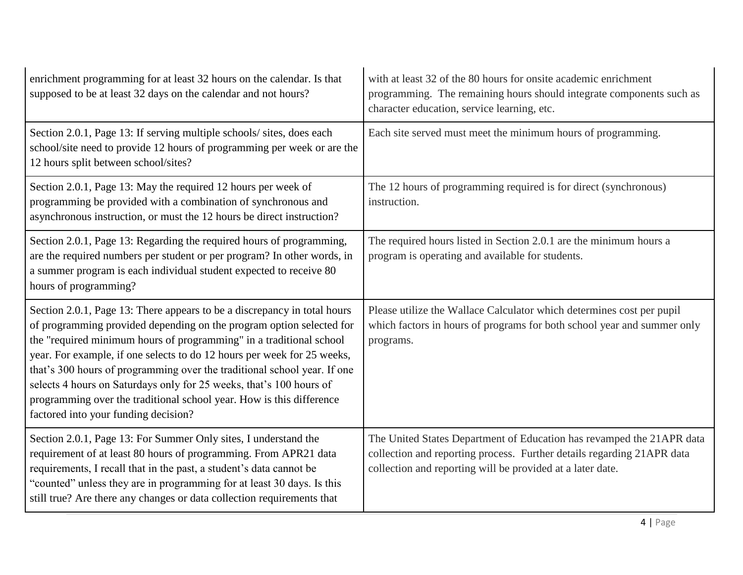| | |
|---|---|
| enrichment programming for at least 32 hours on the calendar. Is that supposed to be at least 32 days on the calendar and not hours? | with at least 32 of the 80 hours for onsite academic enrichment programming. The remaining hours should integrate components such as character education, service learning, etc. |
| Section 2.0.1, Page 13: If serving multiple schools/ sites, does each school/site need to provide 12 hours of programming per week or are the 12 hours split between school/sites? | Each site served must meet the minimum hours of programming. |
| Section 2.0.1, Page 13: May the required 12 hours per week of programming be provided with a combination of synchronous and asynchronous instruction, or must the 12 hours be direct instruction? | The 12 hours of programming required is for direct (synchronous) instruction. |
| Section 2.0.1, Page 13: Regarding the required hours of programming, are the required numbers per student or per program? In other words, in a summer program is each individual student expected to receive 80 hours of programming? | The required hours listed in Section 2.0.1 are the minimum hours a program is operating and available for students. |
| Section 2.0.1, Page 13: There appears to be a discrepancy in total hours of programming provided depending on the program option selected for the "required minimum hours of programming" in a traditional school year. For example, if one selects to do 12 hours per week for 25 weeks, that's 300 hours of programming over the traditional school year. If one selects 4 hours on Saturdays only for 25 weeks, that's 100 hours of programming over the traditional school year. How is this difference factored into your funding decision? | Please utilize the Wallace Calculator which determines cost per pupil which factors in hours of programs for both school year and summer only programs. |
| Section 2.0.1, Page 13: For Summer Only sites, I understand the requirement of at least 80 hours of programming. From APR21 data requirements, I recall that in the past, a student's data cannot be "counted" unless they are in programming for at least 30 days. Is this still true? Are there any changes or data collection requirements that | The United States Department of Education has revamped the 21APR data collection and reporting process. Further details regarding 21APR data collection and reporting will be provided at a later date. |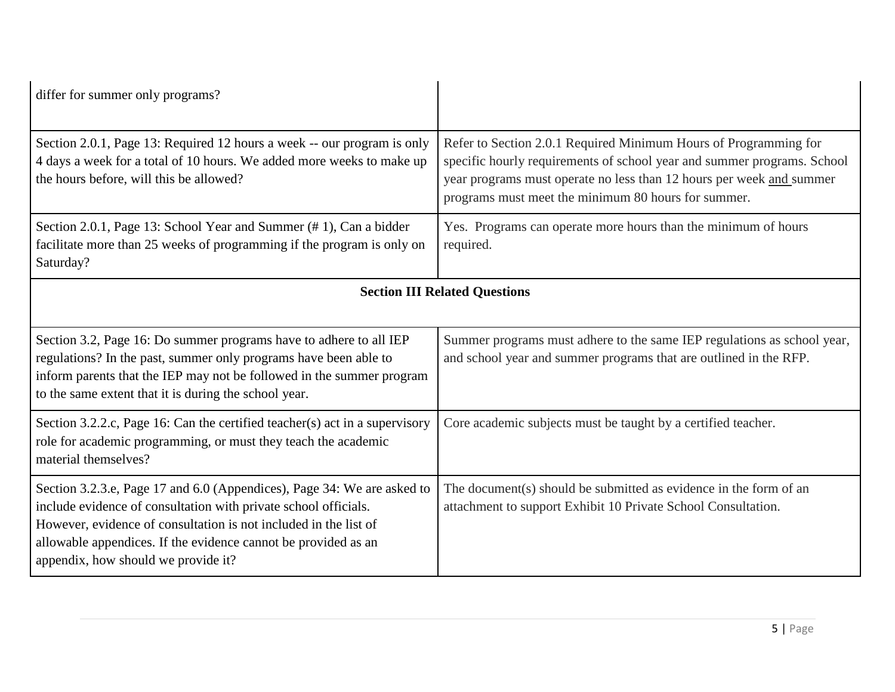| | |
|---|---|
| differ for summer only programs? | |
| Section 2.0.1, Page 13: Required 12 hours a week -- our program is only 4 days a week for a total of 10 hours. We added more weeks to make up the hours before, will this be allowed? | Refer to Section 2.0.1 Required Minimum Hours of Programming for specific hourly requirements of school year and summer programs. School year programs must operate no less than 12 hours per week and summer programs must meet the minimum 80 hours for summer. |
| Section 2.0.1, Page 13: School Year and Summer (# 1), Can a bidder facilitate more than 25 weeks of programming if the program is only on Saturday? | Yes. Programs can operate more hours than the minimum of hours required. |
| **Section III Related Questions** | |
| Section 3.2, Page 16: Do summer programs have to adhere to all IEP regulations? In the past, summer only programs have been able to inform parents that the IEP may not be followed in the summer program to the same extent that it is during the school year. | Summer programs must adhere to the same IEP regulations as school year, and school year and summer programs that are outlined in the RFP. |
| Section 3.2.2.c, Page 16: Can the certified teacher(s) act in a supervisory role for academic programming, or must they teach the academic material themselves? | Core academic subjects must be taught by a certified teacher. |
| Section 3.2.3.e, Page 17 and 6.0 (Appendices), Page 34: We are asked to include evidence of consultation with private school officials. However, evidence of consultation is not included in the list of allowable appendices. If the evidence cannot be provided as an appendix, how should we provide it? | The document(s) should be submitted as evidence in the form of an attachment to support Exhibit 10 Private School Consultation. |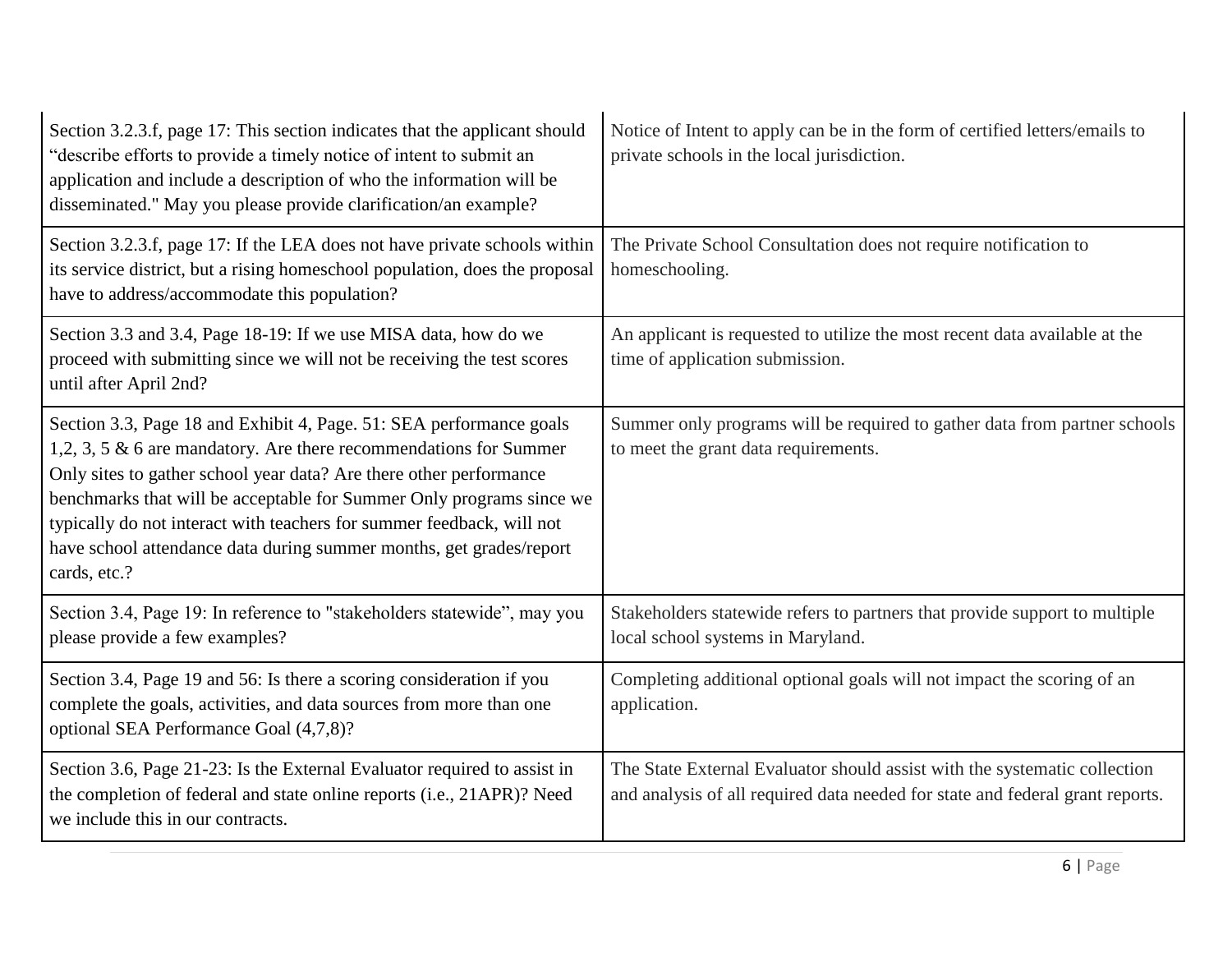| | |
|---|---|
| Section 3.2.3.f, page 17: This section indicates that the applicant should "describe efforts to provide a timely notice of intent to submit an application and include a description of who the information will be disseminated." May you please provide clarification/an example? | Notice of Intent to apply can be in the form of certified letters/emails to private schools in the local jurisdiction. |
| Section 3.2.3.f, page 17: If the LEA does not have private schools within its service district, but a rising homeschool population, does the proposal have to address/accommodate this population? | The Private School Consultation does not require notification to homeschooling. |
| Section 3.3 and 3.4, Page 18-19: If we use MISA data, how do we proceed with submitting since we will not be receiving the test scores until after April 2nd? | An applicant is requested to utilize the most recent data available at the time of application submission. |
| Section 3.3, Page 18 and Exhibit 4, Page. 51: SEA performance goals 1,2, 3, 5 & 6 are mandatory. Are there recommendations for Summer Only sites to gather school year data? Are there other performance benchmarks that will be acceptable for Summer Only programs since we typically do not interact with teachers for summer feedback, will not have school attendance data during summer months, get grades/report cards, etc.? | Summer only programs will be required to gather data from partner schools to meet the grant data requirements. |
| Section 3.4, Page 19: In reference to "stakeholders statewide", may you please provide a few examples? | Stakeholders statewide refers to partners that provide support to multiple local school systems in Maryland. |
| Section 3.4, Page 19 and 56: Is there a scoring consideration if you complete the goals, activities, and data sources from more than one optional SEA Performance Goal (4,7,8)? | Completing additional optional goals will not impact the scoring of an application. |
| Section 3.6, Page 21-23: Is the External Evaluator required to assist in the completion of federal and state online reports (i.e., 21APR)? Need we include this in our contracts. | The State External Evaluator should assist with the systematic collection and analysis of all required data needed for state and federal grant reports. |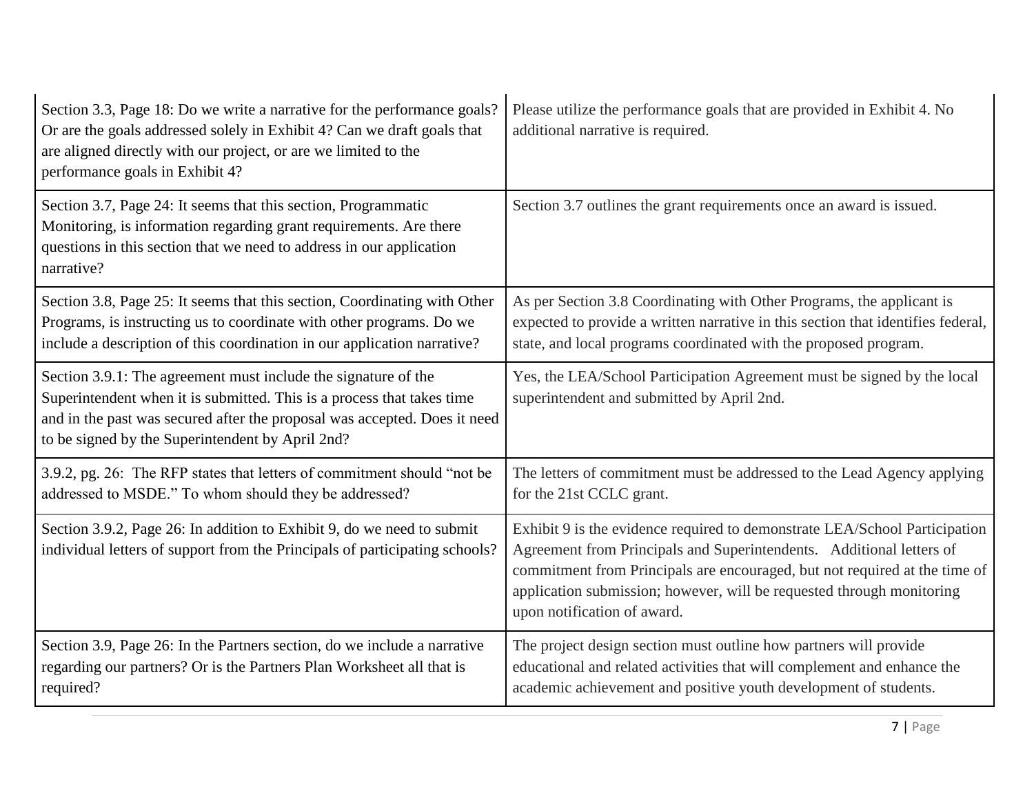| | |
|---|---|
| Section 3.3, Page 18: Do we write a narrative for the performance goals? Or are the goals addressed solely in Exhibit 4? Can we draft goals that are aligned directly with our project, or are we limited to the performance goals in Exhibit 4? | Please utilize the performance goals that are provided in Exhibit 4. No additional narrative is required. |
| Section 3.7, Page 24: It seems that this section, Programmatic Monitoring, is information regarding grant requirements. Are there questions in this section that we need to address in our application narrative? | Section 3.7 outlines the grant requirements once an award is issued. |
| Section 3.8, Page 25: It seems that this section, Coordinating with Other Programs, is instructing us to coordinate with other programs. Do we include a description of this coordination in our application narrative? | As per Section 3.8 Coordinating with Other Programs, the applicant is expected to provide a written narrative in this section that identifies federal, state, and local programs coordinated with the proposed program. |
| Section 3.9.1: The agreement must include the signature of the Superintendent when it is submitted. This is a process that takes time and in the past was secured after the proposal was accepted. Does it need to be signed by the Superintendent by April 2nd? | Yes, the LEA/School Participation Agreement must be signed by the local superintendent and submitted by April 2nd. |
| 3.9.2, pg. 26: The RFP states that letters of commitment should "not be addressed to MSDE." To whom should they be addressed? | The letters of commitment must be addressed to the Lead Agency applying for the 21st CCLC grant. |
| Section 3.9.2, Page 26: In addition to Exhibit 9, do we need to submit individual letters of support from the Principals of participating schools? | Exhibit 9 is the evidence required to demonstrate LEA/School Participation Agreement from Principals and Superintendents. Additional letters of commitment from Principals are encouraged, but not required at the time of application submission; however, will be requested through monitoring upon notification of award. |
| Section 3.9, Page 26: In the Partners section, do we include a narrative regarding our partners? Or is the Partners Plan Worksheet all that is required? | The project design section must outline how partners will provide educational and related activities that will complement and enhance the academic achievement and positive youth development of students. |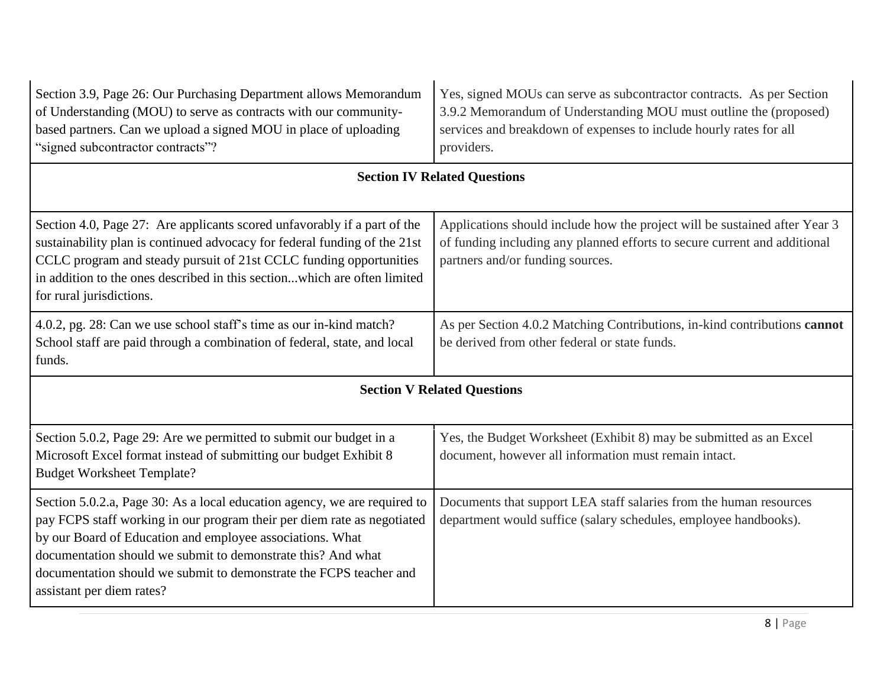| | |
|---|---|
| Section 3.9, Page 26: Our Purchasing Department allows Memorandum of Understanding (MOU) to serve as contracts with our community-based partners. Can we upload a signed MOU in place of uploading "signed subcontractor contracts"? | Yes, signed MOUs can serve as subcontractor contracts. As per Section 3.9.2 Memorandum of Understanding MOU must outline the (proposed) services and breakdown of expenses to include hourly rates for all providers. |
| **Section IV Related Questions** | |
| Section 4.0, Page 27: Are applicants scored unfavorably if a part of the sustainability plan is continued advocacy for federal funding of the 21st CCLC program and steady pursuit of 21st CCLC funding opportunities in addition to the ones described in this section...which are often limited for rural jurisdictions. | Applications should include how the project will be sustained after Year 3 of funding including any planned efforts to secure current and additional partners and/or funding sources. |
| 4.0.2, pg. 28: Can we use school staff's time as our in-kind match? School staff are paid through a combination of federal, state, and local funds. | As per Section 4.0.2 Matching Contributions, in-kind contributions **cannot** be derived from other federal or state funds. |
| **Section V Related Questions** | |
| Section 5.0.2, Page 29: Are we permitted to submit our budget in a Microsoft Excel format instead of submitting our budget Exhibit 8 Budget Worksheet Template? | Yes, the Budget Worksheet (Exhibit 8) may be submitted as an Excel document, however all information must remain intact. |
| Section 5.0.2.a, Page 30: As a local education agency, we are required to pay FCPS staff working in our program their per diem rate as negotiated by our Board of Education and employee associations. What documentation should we submit to demonstrate this? And what documentation should we submit to demonstrate the FCPS teacher and assistant per diem rates? | Documents that support LEA staff salaries from the human resources department would suffice (salary schedules, employee handbooks). |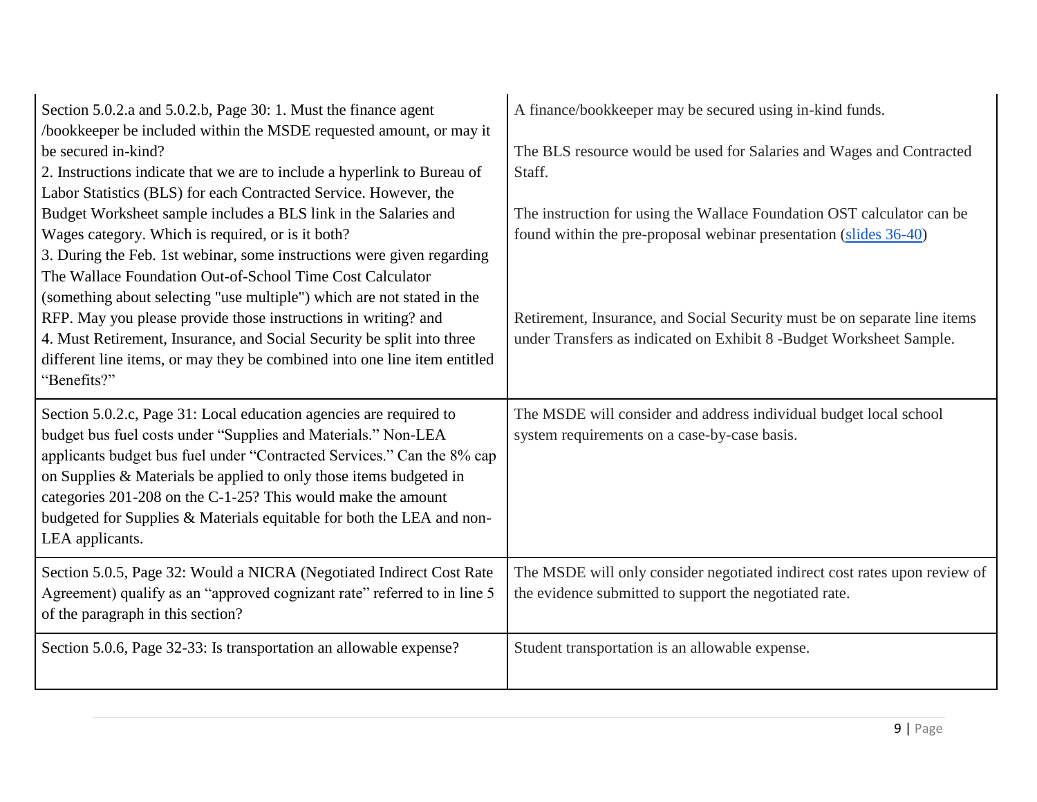| | |
|---|---|
| Section 5.0.2.a and 5.0.2.b, Page 30: 1. Must the finance agent /bookkeeper be included within the MSDE requested amount, or may it be secured in-kind?<br>2. Instructions indicate that we are to include a hyperlink to Bureau of Labor Statistics (BLS) for each Contracted Service. However, the Budget Worksheet sample includes a BLS link in the Salaries and Wages category. Which is required, or is it both?<br>3. During the Feb. 1st webinar, some instructions were given regarding The Wallace Foundation Out-of-School Time Cost Calculator (something about selecting "use multiple") which are not stated in the RFP. May you please provide those instructions in writing? and<br>4. Must Retirement, Insurance, and Social Security be split into three different line items, or may they be combined into one line item entitled "Benefits?" | A finance/bookkeeper may be secured using in-kind funds.<br><br>The BLS resource would be used for Salaries and Wages and Contracted Staff.<br><br>The instruction for using the Wallace Foundation OST calculator can be found within the pre-proposal webinar presentation (slides 36-40)<br><br>Retirement, Insurance, and Social Security must be on separate line items under Transfers as indicated on Exhibit 8 -Budget Worksheet Sample. |
| Section 5.0.2.c, Page 31: Local education agencies are required to budget bus fuel costs under "Supplies and Materials." Non-LEA applicants budget bus fuel under "Contracted Services." Can the 8% cap on Supplies & Materials be applied to only those items budgeted in categories 201-208 on the C-1-25? This would make the amount budgeted for Supplies & Materials equitable for both the LEA and non-LEA applicants. | The MSDE will consider and address individual budget local school system requirements on a case-by-case basis. |
| Section 5.0.5, Page 32: Would a NICRA (Negotiated Indirect Cost Rate Agreement) qualify as an "approved cognizant rate" referred to in line 5 of the paragraph in this section? | The MSDE will only consider negotiated indirect cost rates upon review of the evidence submitted to support the negotiated rate. |
| Section 5.0.6, Page 32-33: Is transportation an allowable expense? | Student transportation is an allowable expense. |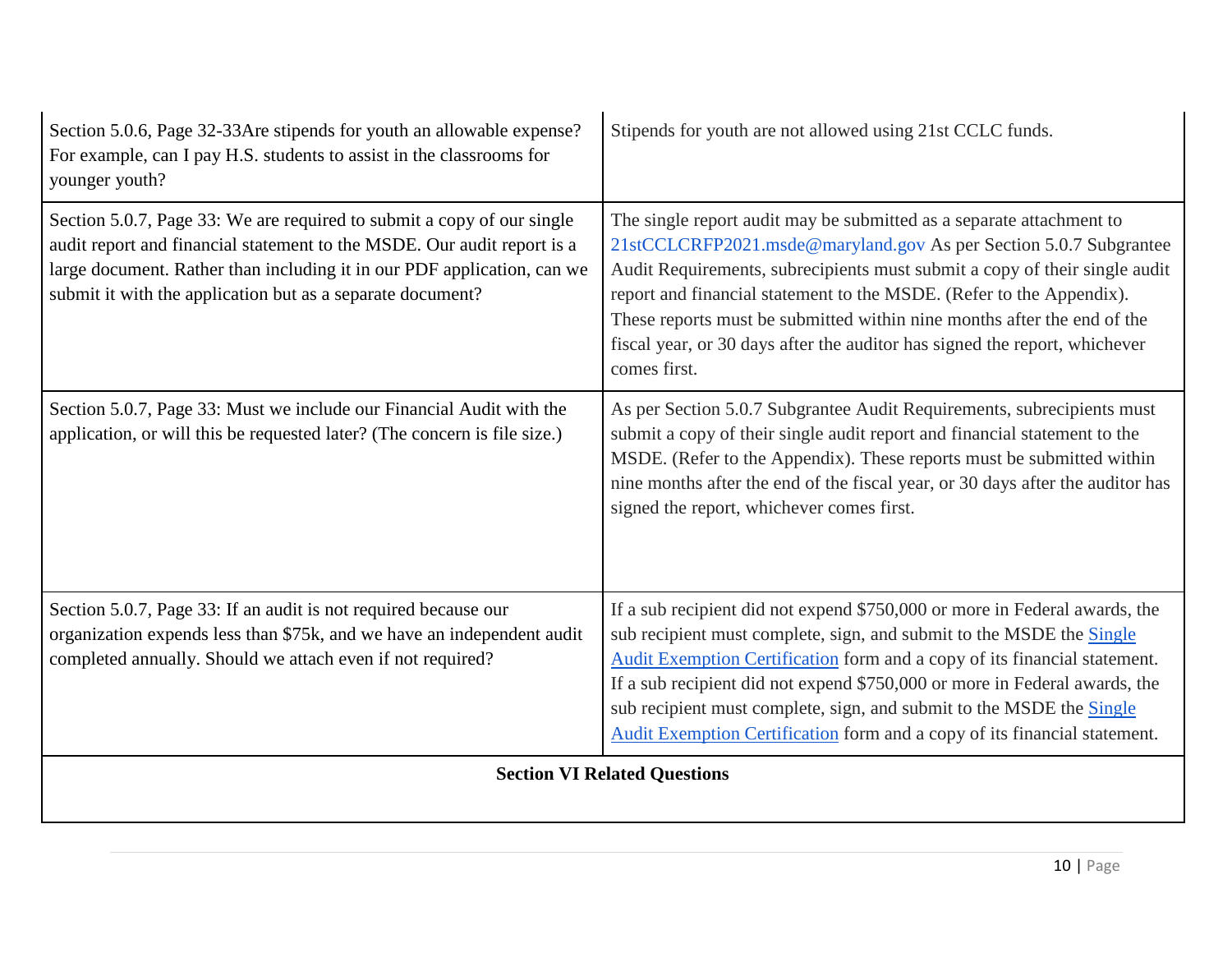| | |
|---|---|
| Section 5.0.6, Page 32-33Are stipends for youth an allowable expense? For example, can I pay H.S. students to assist in the classrooms for younger youth? | Stipends for youth are not allowed using 21st CCLC funds. |
| Section 5.0.7, Page 33: We are required to submit a copy of our single audit report and financial statement to the MSDE. Our audit report is a large document. Rather than including it in our PDF application, can we submit it with the application but as a separate document? | The single report audit may be submitted as a separate attachment to 21stCCLCRFP2021.msde@maryland.gov As per Section 5.0.7 Subgrantee Audit Requirements, subrecipients must submit a copy of their single audit report and financial statement to the MSDE. (Refer to the Appendix). These reports must be submitted within nine months after the end of the fiscal year, or 30 days after the auditor has signed the report, whichever comes first. |
| Section 5.0.7, Page 33: Must we include our Financial Audit with the application, or will this be requested later? (The concern is file size.) | As per Section 5.0.7 Subgrantee Audit Requirements, subrecipients must submit a copy of their single audit report and financial statement to the MSDE. (Refer to the Appendix). These reports must be submitted within nine months after the end of the fiscal year, or 30 days after the auditor has signed the report, whichever comes first. |
| Section 5.0.7, Page 33: If an audit is not required because our organization expends less than $75k, and we have an independent audit completed annually. Should we attach even if not required? | If a sub recipient did not expend $750,000 or more in Federal awards, the sub recipient must complete, sign, and submit to the MSDE the Single Audit Exemption Certification form and a copy of its financial statement. If a sub recipient did not expend $750,000 or more in Federal awards, the sub recipient must complete, sign, and submit to the MSDE the Single Audit Exemption Certification form and a copy of its financial statement. |
| **Section VI Related Questions** | |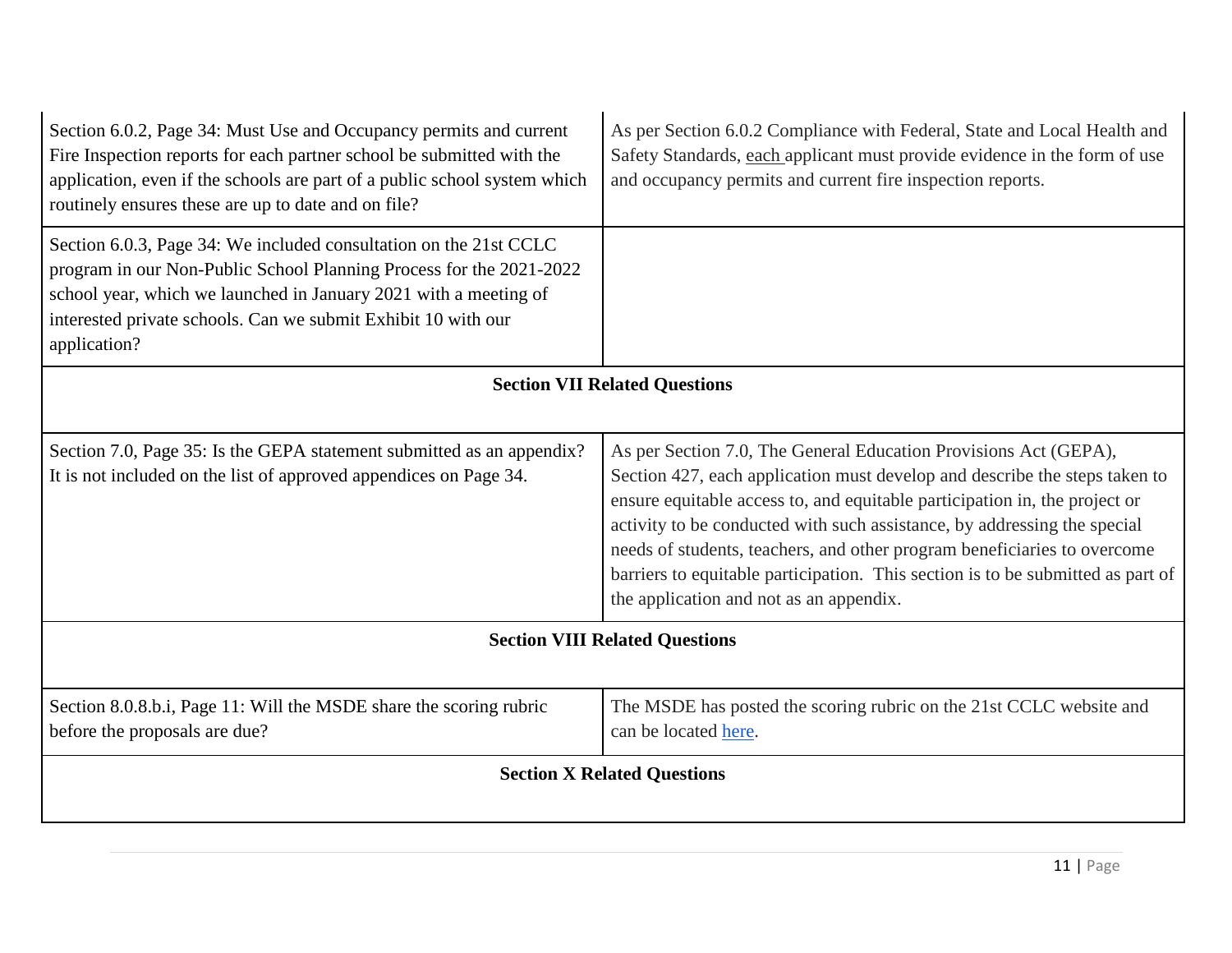| | |
|---|---|
| Section 6.0.2, Page 34: Must Use and Occupancy permits and current Fire Inspection reports for each partner school be submitted with the application, even if the schools are part of a public school system which routinely ensures these are up to date and on file? | As per Section 6.0.2 Compliance with Federal, State and Local Health and Safety Standards, each applicant must provide evidence in the form of use and occupancy permits and current fire inspection reports. |
| Section 6.0.3, Page 34: We included consultation on the 21st CCLC program in our Non-Public School Planning Process for the 2021-2022 school year, which we launched in January 2021 with a meeting of interested private schools. Can we submit Exhibit 10 with our application? | |
| **Section VII Related Questions** | |
| Section 7.0, Page 35: Is the GEPA statement submitted as an appendix? It is not included on the list of approved appendices on Page 34. | As per Section 7.0, The General Education Provisions Act (GEPA), Section 427, each application must develop and describe the steps taken to ensure equitable access to, and equitable participation in, the project or activity to be conducted with such assistance, by addressing the special needs of students, teachers, and other program beneficiaries to overcome barriers to equitable participation. This section is to be submitted as part of the application and not as an appendix. |
| **Section VIII Related Questions** | |
| Section 8.0.8.b.i, Page 11: Will the MSDE share the scoring rubric before the proposals are due? | The MSDE has posted the scoring rubric on the 21st CCLC website and can be located here. |
| **Section X Related Questions** | |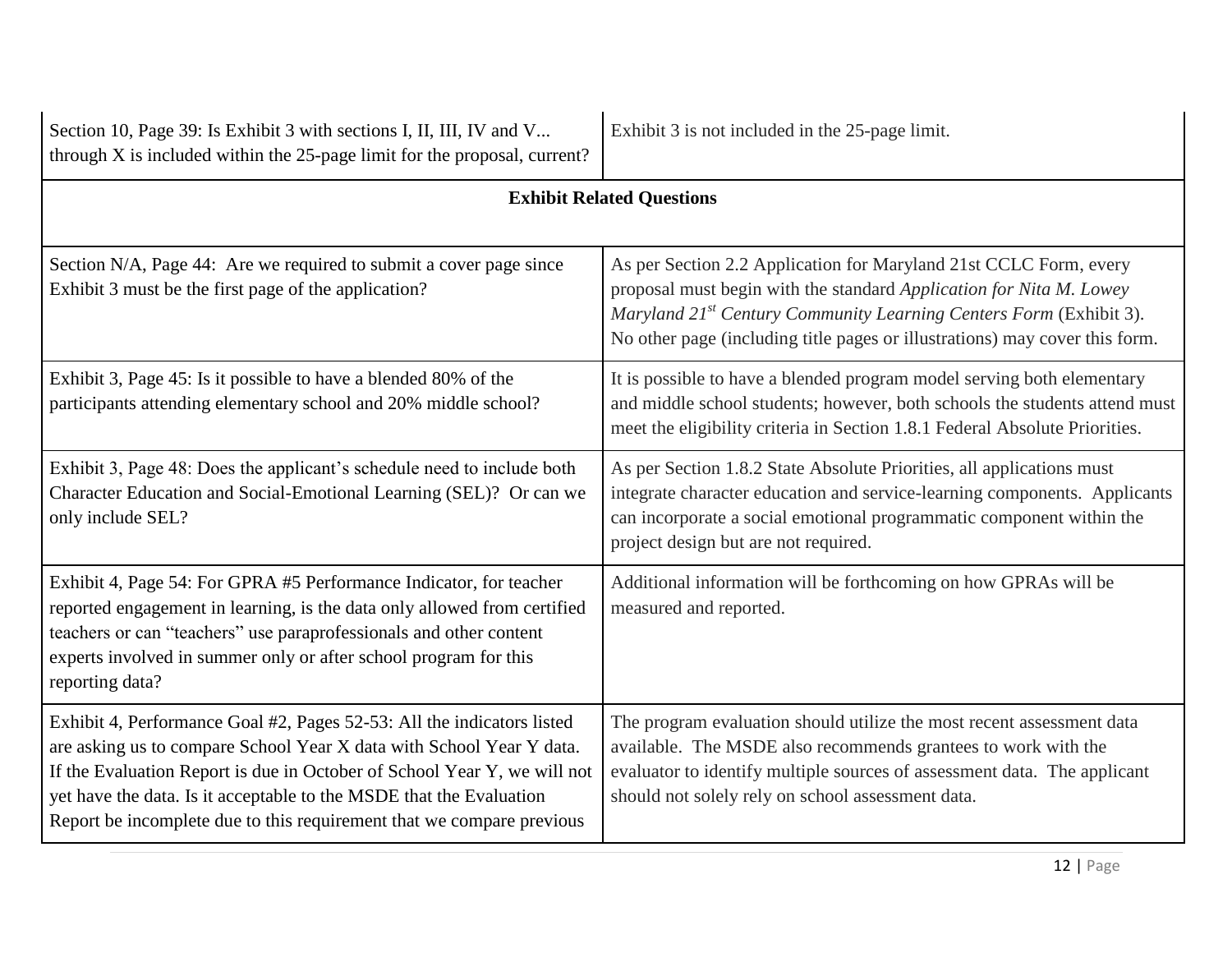| | |
|---|---|
| Section 10, Page 39: Is Exhibit 3 with sections I, II, III, IV and V... through X is included within the 25-page limit for the proposal, current? | Exhibit 3 is not included in the 25-page limit. |
| **Exhibit Related Questions** | |
| Section N/A, Page 44: Are we required to submit a cover page since Exhibit 3 must be the first page of the application? | As per Section 2.2 Application for Maryland 21st CCLC Form, every proposal must begin with the standard *Application for Nita M. Lowey Maryland 21st Century Community Learning Centers Form* (Exhibit 3). No other page (including title pages or illustrations) may cover this form. |
| Exhibit 3, Page 45: Is it possible to have a blended 80% of the participants attending elementary school and 20% middle school? | It is possible to have a blended program model serving both elementary and middle school students; however, both schools the students attend must meet the eligibility criteria in Section 1.8.1 Federal Absolute Priorities. |
| Exhibit 3, Page 48: Does the applicant's schedule need to include both Character Education and Social-Emotional Learning (SEL)? Or can we only include SEL? | As per Section 1.8.2 State Absolute Priorities, all applications must integrate character education and service-learning components. Applicants can incorporate a social emotional programmatic component within the project design but are not required. |
| Exhibit 4, Page 54: For GPRA #5 Performance Indicator, for teacher reported engagement in learning, is the data only allowed from certified teachers or can "teachers" use paraprofessionals and other content experts involved in summer only or after school program for this reporting data? | Additional information will be forthcoming on how GPRAs will be measured and reported. |
| Exhibit 4, Performance Goal #2, Pages 52-53: All the indicators listed are asking us to compare School Year X data with School Year Y data. If the Evaluation Report is due in October of School Year Y, we will not yet have the data. Is it acceptable to the MSDE that the Evaluation Report be incomplete due to this requirement that we compare previous | The program evaluation should utilize the most recent assessment data available. The MSDE also recommends grantees to work with the evaluator to identify multiple sources of assessment data. The applicant should not solely rely on school assessment data. |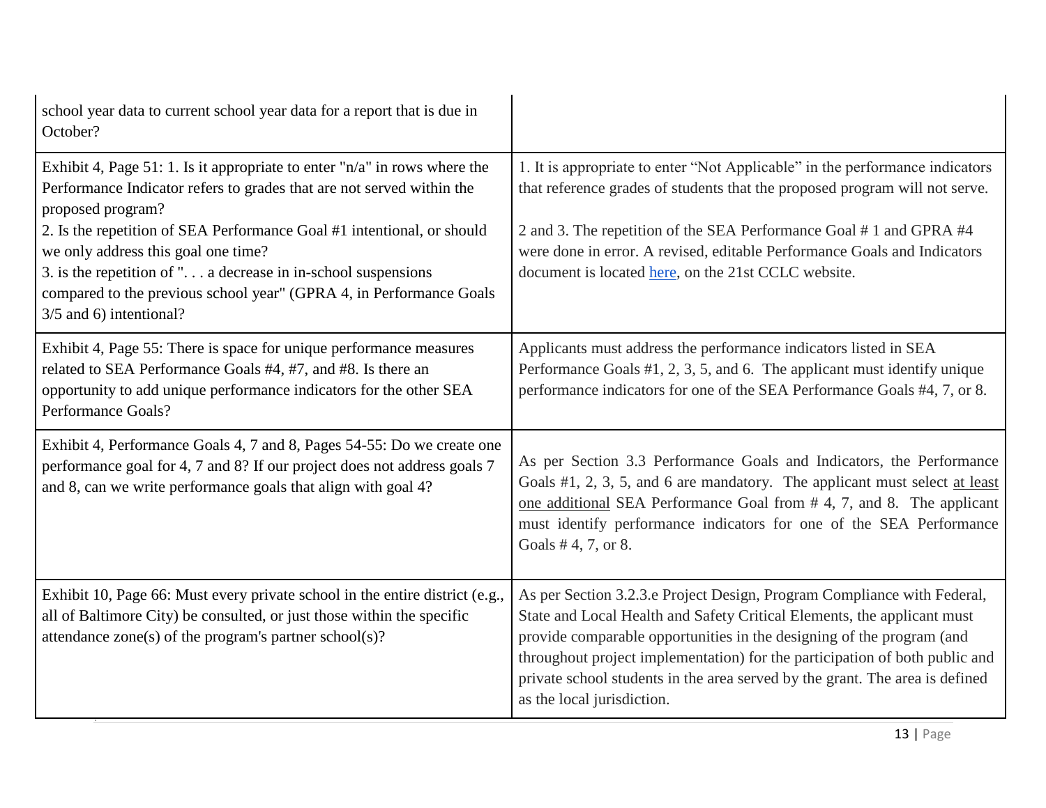| | |
|---|---|
| school year data to current school year data for a report that is due in October? | |
| Exhibit 4, Page 51: 1. Is it appropriate to enter "n/a" in rows where the Performance Indicator refers to grades that are not served within the proposed program?<br>2. Is the repetition of SEA Performance Goal #1 intentional, or should we only address this goal one time?<br>3. is the repetition of ". . . a decrease in in-school suspensions compared to the previous school year" (GPRA 4, in Performance Goals 3/5 and 6) intentional? | 1. It is appropriate to enter "Not Applicable" in the performance indicators that reference grades of students that the proposed program will not serve.<br><br>2 and 3. The repetition of the SEA Performance Goal # 1 and GPRA #4 were done in error. A revised, editable Performance Goals and Indicators document is located here, on the 21st CCLC website. |
| Exhibit 4, Page 55: There is space for unique performance measures related to SEA Performance Goals #4, #7, and #8. Is there an opportunity to add unique performance indicators for the other SEA Performance Goals? | Applicants must address the performance indicators listed in SEA Performance Goals #1, 2, 3, 5, and 6. The applicant must identify unique performance indicators for one of the SEA Performance Goals #4, 7, or 8. |
| Exhibit 4, Performance Goals 4, 7 and 8, Pages 54-55: Do we create one performance goal for 4, 7 and 8? If our project does not address goals 7 and 8, can we write performance goals that align with goal 4? | As per Section 3.3 Performance Goals and Indicators, the Performance Goals #1, 2, 3, 5, and 6 are mandatory. The applicant must select at least one additional SEA Performance Goal from # 4, 7, and 8. The applicant must identify performance indicators for one of the SEA Performance Goals # 4, 7, or 8. |
| Exhibit 10, Page 66: Must every private school in the entire district (e.g., all of Baltimore City) be consulted, or just those within the specific attendance zone(s) of the program's partner school(s)? | As per Section 3.2.3.e Project Design, Program Compliance with Federal, State and Local Health and Safety Critical Elements, the applicant must provide comparable opportunities in the designing of the program (and throughout project implementation) for the participation of both public and private school students in the area served by the grant. The area is defined as the local jurisdiction. |